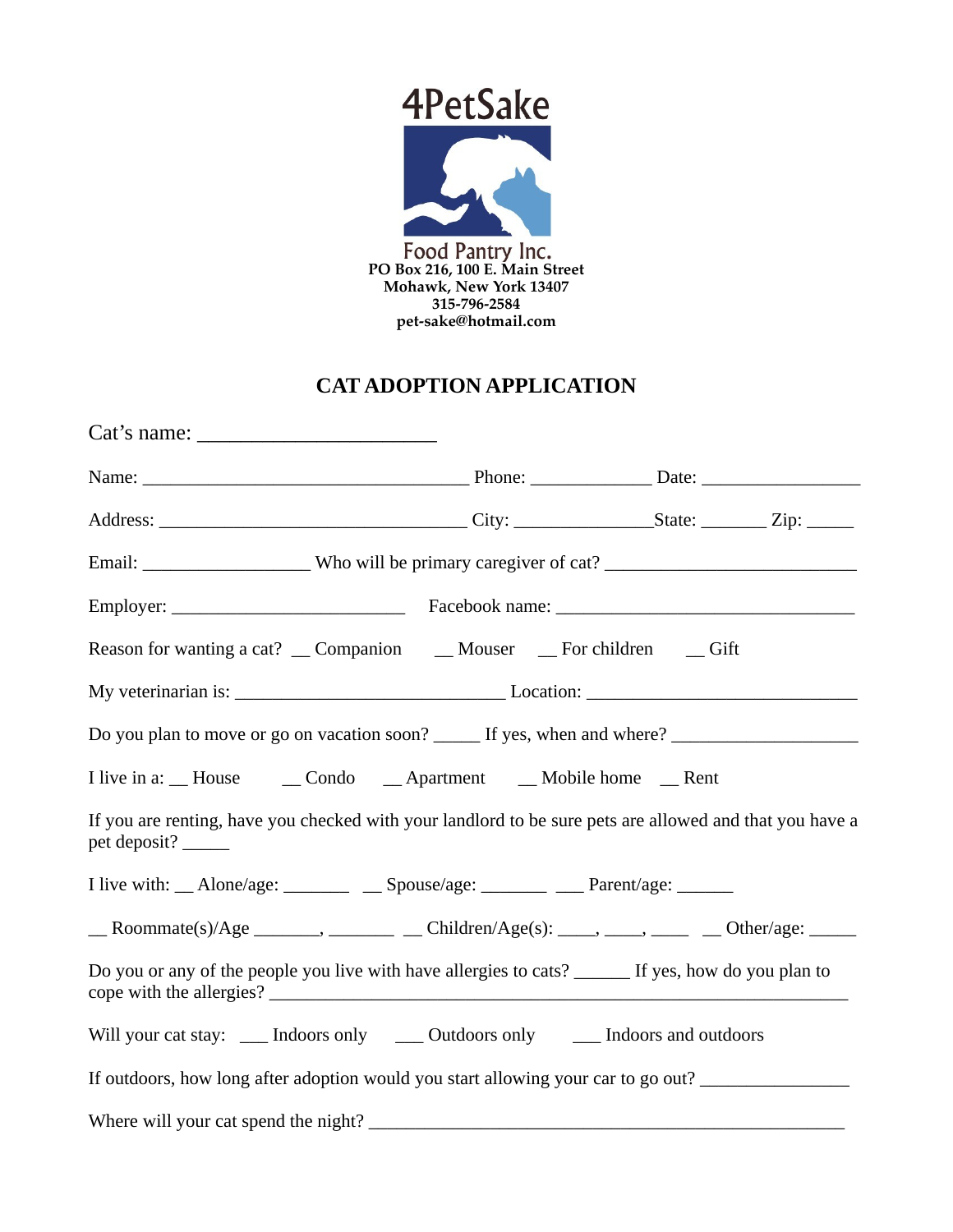4PetSake

Food Pantry Inc.
**PO Box 216, 100 E. Main Street**
**Mohawk, New York 13407**
**315-796-2584**
**pet-sake@hotmail.com**

# CAT ADOPTION APPLICATION

Cat's name: ______________________

Name: ______________________________ Phone: ___________ Date: ______________

Address: ____________________________ City: ____________State: ______ Zip: _____

Email: _______________ Who will be primary caregiver of cat? _______________________

Employer: ______________________ Facebook name: ____________________________

Reason for wanting a cat? __ Companion __ Mouser __ For children __ Gift

My veterinarian is: _________________________ Location: _________________________

Do you plan to move or go on vacation soon? _____ If yes, when and where? _________________

I live in a: __ House __ Condo __ Apartment __ Mobile home __ Rent

If you are renting, have you checked with your landlord to be sure pets are allowed and that you have a pet deposit? _____

I live with: __ Alone/age: _______ __ Spouse/age: _______ ___ Parent/age: ______

__ Roommate(s)/Age _______, _______ __ Children/Age(s): ____, ____, ____ __ Other/age: _____

Do you or any of the people you live with have allergies to cats? ______ If yes, how do you plan to cope with the allergies? ____________________________________________________________

Will your cat stay: ___ Indoors only ___ Outdoors only ___ Indoors and outdoors

If outdoors, how long after adoption would you start allowing your car to go out? ______________

Where will your cat spend the night? _______________________________________________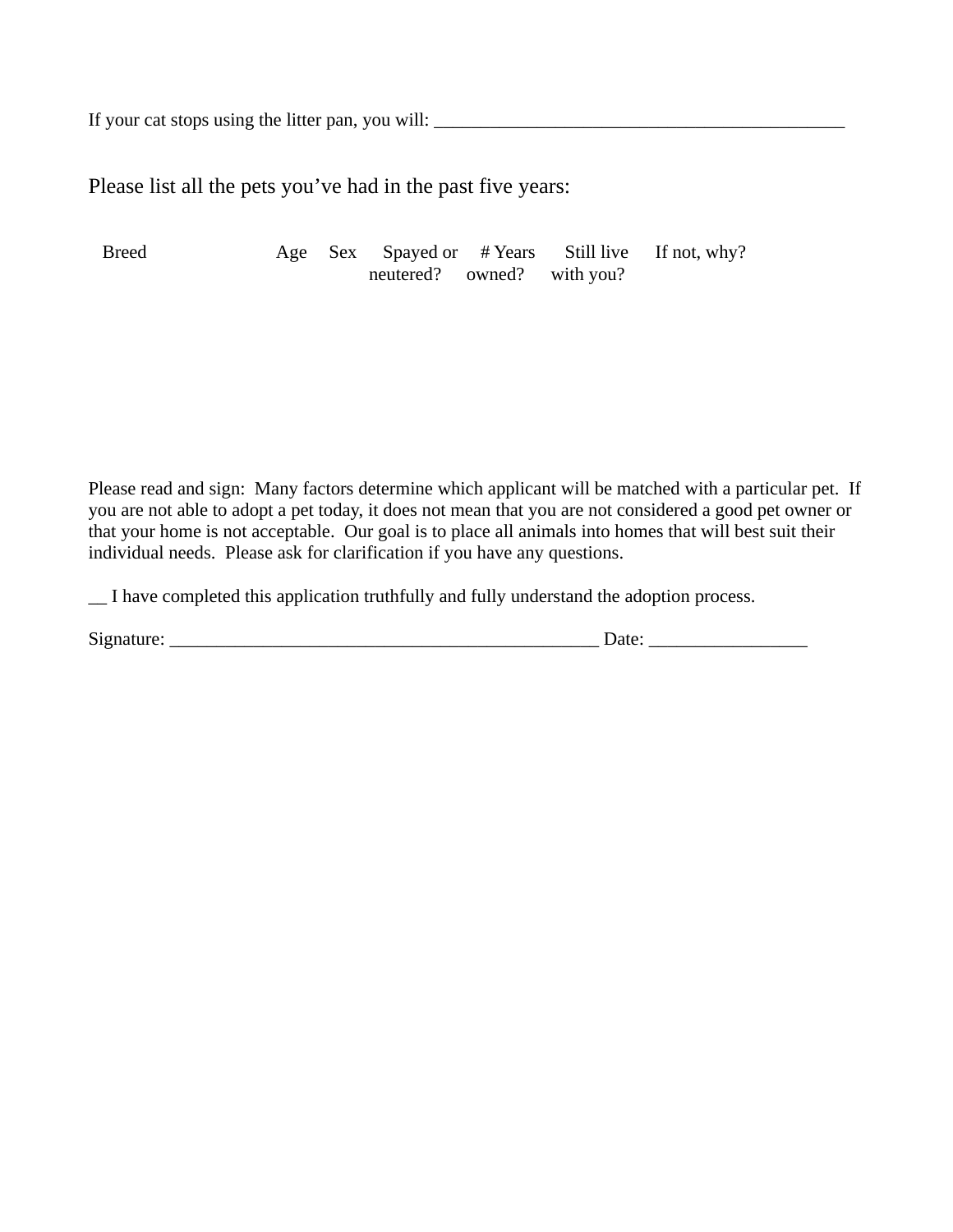If your cat stops using the litter pan, you will: _____________________________________________

Please list all the pets you've had in the past five years:

| Breed | Age | Sex | Spayed or neutered? | # Years owned? | Still live with you? | If not, why? |
|---|---|---|---|---|---|---|
| | | | | | | |

Please read and sign: Many factors determine which applicant will be matched with a particular pet. If you are not able to adopt a pet today, it does not mean that you are not considered a good pet owner or that your home is not acceptable. Our goal is to place all animals into homes that will best suit their individual needs. Please ask for clarification if you have any questions.

__ I have completed this application truthfully and fully understand the adoption process.

Signature: _______________________________________________ Date: _________________